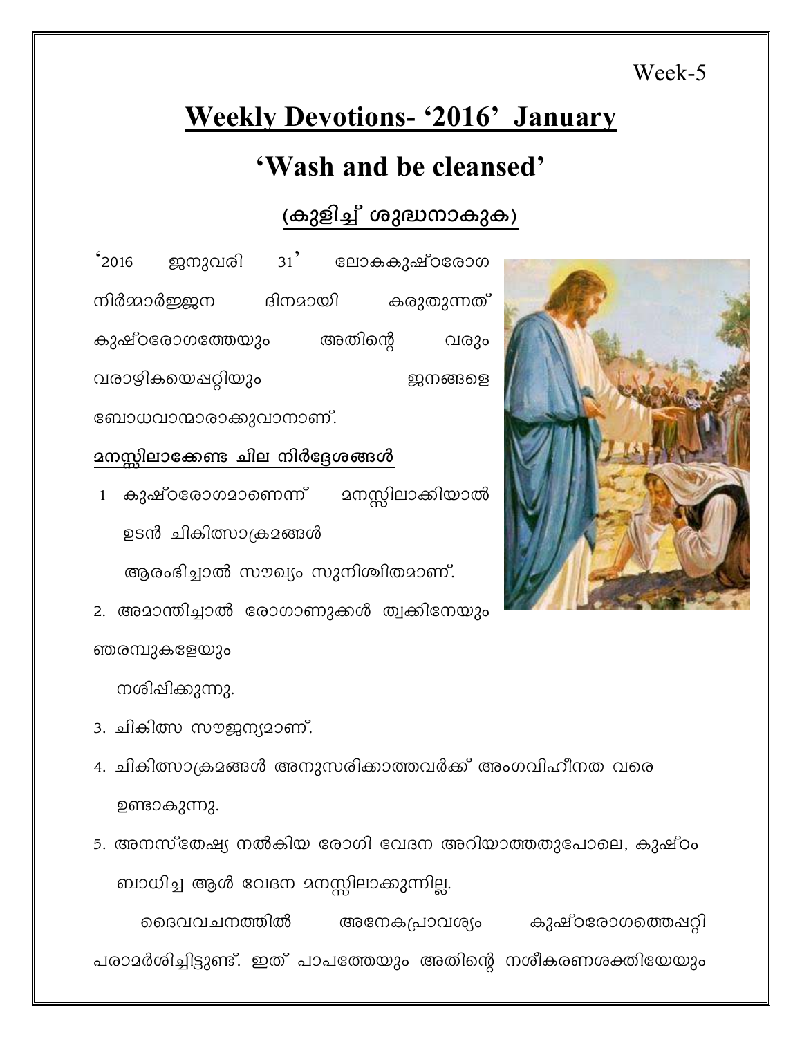Week-5

# Weekly Devotions- '2016' January

## 'Wash and be cleansed'

### (കുളിച്ച് ശുദ്ധനാകുക)

'2016 ജനുവരി 31' ലോകകുഷ്ഠരോഗ നിർമ്മാർജ്ജന ദിനമായി കരുതുന്നത് കുഷ്ഠരോഗത്തേയും അതിന്റെ വരും വരാഴികയെപ്പറ്റിയും ജനങ്ങളെ ബോധവാന്മാരാക്കുവാനാണ്.

**മനസ്സിലാക്കേണ്ട ചില നിർദ്ദേശങ്ങൾ**

1. കുഷ്ഠരോഗമാണെന്ന് മനസ്സിലാക്കിയാൽ ഉടൻ ചികിത്സാക്രമങ്ങൾ ആരംഭിച്ചാൽ സൗഖ്യം സുനിശ്ചിതമാണ്.
2. അമാന്തിച്ചാൽ രോഗാണുക്കൾ ത്വക്കിനേയും ഞരമ്പുകളേയും നശിപ്പിക്കുന്നു.
3. ചികിത്സ സൗജന്യമാണ്.
4. ചികിത്സാക്രമങ്ങൾ അനുസരിക്കാത്തവർക്ക് അംഗവിഹീനത വരെ ഉണ്ടാകുന്നു.
5. അനസ്തേഷ്യ നൽകിയ രോഗി വേദന അറിയാത്തതുപോലെ, കുഷ്ഠം ബാധിച്ച ആൾ വേദന മനസ്സിലാക്കുന്നില്ല.

ദൈവവചനത്തിൽ അനേകപ്രാവശ്യം കുഷ്ഠരോഗത്തെപ്പറ്റി പരാമർശിച്ചിട്ടുണ്ട്. ഇത് പാപത്തേയും അതിന്റെ നശീകരണശക്തിയേയും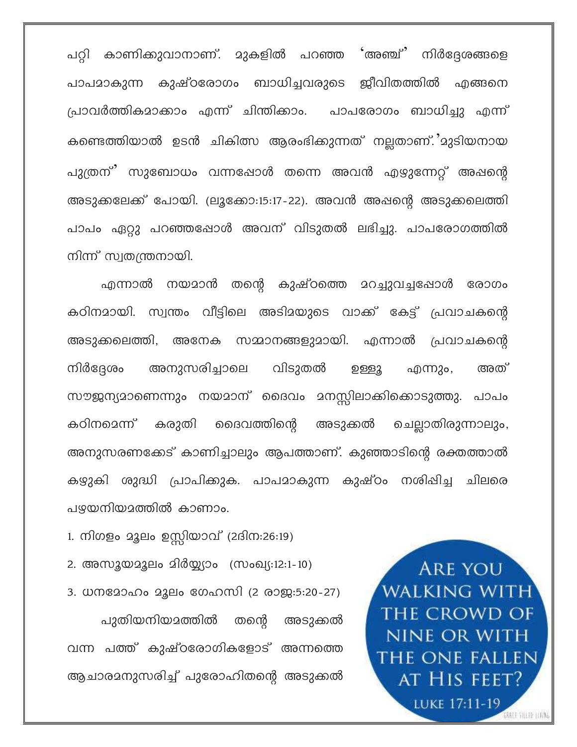പറ്റി കാണിക്കുവാനാണ്. മുകളിൽ പറഞ്ഞ 'അഞ്ച്' നിർദ്ദേശങ്ങളെ പാപമാകുന്ന കുഷ്ഠരോഗം ബാധിച്ചവരുടെ ജീവിതത്തിൽ എങ്ങനെ പ്രാവർത്തികമാക്കാം എന്ന് ചിന്തിക്കാം. പാപരോഗം ബാധിച്ചു എന്ന് കണ്ടെത്തിയാൽ ഉടൻ ചികിത്സ ആരംഭിക്കുന്നത് നല്ലതാണ്.'മുടിയനായ പുത്രന്' സുബോധം വന്നപ്പോൾ തന്നെ അവൻ എഴുന്നേറ്റ് അപ്പന്റെ അടുക്കലേക്ക് പോയി. (ലൂക്കോ:15:17-22). അവൻ അപ്പന്റെ അടുക്കലെത്തി പാപം ഏറ്റു പറഞ്ഞപ്പോൾ അവന് വിടുതൽ ലഭിച്ചു. പാപരോഗത്തിൽ നിന്ന് സ്വതന്ത്രനായി.

എന്നാൽ നയമാൻ തന്റെ കുഷ്ഠത്തെ മറച്ചുവച്ചപ്പോൾ രോഗം കഠിനമായി. സ്വന്തം വീട്ടിലെ അടിമയുടെ വാക്ക് കേട്ട് പ്രവാചകന്റെ അടുക്കലെത്തി, അനേക സമ്മാനങ്ങളുമായി. എന്നാൽ പ്രവാചകന്റെ നിർദ്ദേശം അനുസരിച്ചാലെ വിടുതൽ ഉള്ളൂ എന്നും, അത് സൗജന്യമാണെന്നും നയമാന് ദൈവം മനസ്സിലാക്കിക്കൊടുത്തു. പാപം കഠിനമെന്ന് കരുതി ദൈവത്തിന്റെ അടുക്കൽ ചെല്ലാതിരുന്നാലും, അനുസരണക്കേട് കാണിച്ചാലും ആപത്താണ്. കുഞ്ഞാടിന്റെ രക്തത്താൽ കഴുകി ശുദ്ധി പ്രാപിക്കുക. പാപമാകുന്ന കുഷ്ഠം നശിപ്പിച്ച ചിലരെ പഴയനിയമത്തിൽ കാണാം.

1. നിഗളം മൂലം ഉസ്സിയാവ് (2ദിന:26:19)
2. അസൂയമൂലം മിർയ്യാം (സംഖ്യ:12:1-10)
3. ധനമോഹം മൂലം ഗേഹസി (2 രാജ:5:20-27)

പുതിയനിയമത്തിൽ തന്റെ അടുക്കൽ വന്ന പത്ത് കുഷ്ഠരോഗികളോട് അന്നത്തെ ആചാരമനുസരിച്ച് പുരോഹിതന്റെ അടുക്കൽ

ARE YOU WALKING WITH THE CROWD OF NINE OR WITH THE ONE FALLEN AT HIS FEET?
LUKE 17:11-19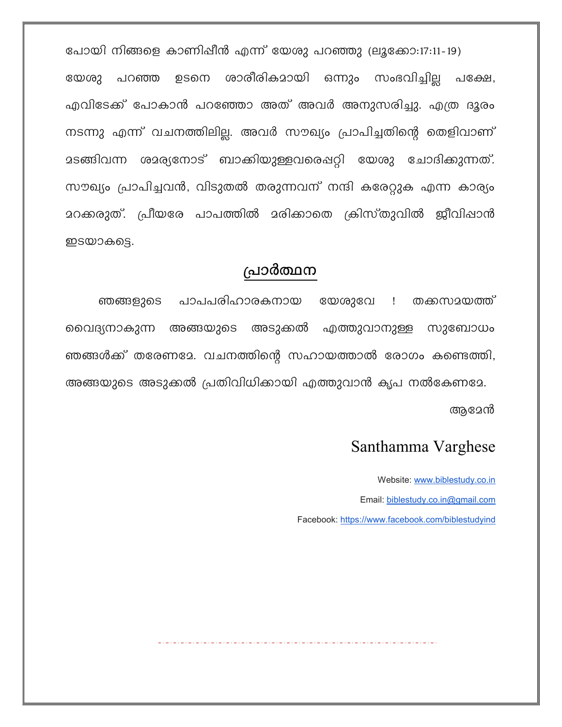പോയി നിങ്ങളെ കാണിപ്പീൻ എന്ന് യേശു പറഞ്ഞു (ലൂക്കോ:17:11-19) യേശു പറഞ്ഞ ഉടനെ ശാരീരികമായി ഒന്നും സംഭവിച്ചില്ല പക്ഷേ, എവിടേക്ക് പോകാൻ പറഞ്ഞോ അത് അവർ അനുസരിച്ചു. എത്ര ദൂരം നടന്നു എന്ന് വചനത്തിലില്ല. അവർ സൗഖ്യം പ്രാപിച്ചതിന്റെ തെളിവാണ് മടങ്ങിവന്ന ശമര്യനോട് ബാക്കിയുള്ളവരെപ്പറ്റി യേശു ചോദിക്കുന്നത്. സൗഖ്യം പ്രാപിച്ചവൻ, വിടുതൽ തരുന്നവന് നന്ദി കരേറ്റുക എന്ന കാര്യം മറക്കരുത്. പ്രീയരേ പാപത്തിൽ മരിക്കാതെ ക്രിസ്തുവിൽ ജീവിപ്പാൻ ഇടയാകട്ടെ.

## <u>പ്രാർത്ഥന</u>

ഞങ്ങളുടെ പാപപരിഹാരകനായ യേശുവേ ! തക്കസമയത്ത് വൈദ്യനാകുന്ന അങ്ങയുടെ അടുക്കൽ എത്തുവാനുള്ള സുബോധം ഞങ്ങൾക്ക് തരേണമേ. വചനത്തിന്റെ സഹായത്താൽ രോഗം കണ്ടെത്തി, അങ്ങയുടെ അടുക്കൽ പ്രതിവിധിക്കായി എത്തുവാൻ കൃപ നൽകേണമേ.

ആമേൻ

Santhamma Varghese

Website: www.biblestudy.co.in

Email: biblestudy.co.in@gmail.com

Facebook: https://www.facebook.com/biblestudyind